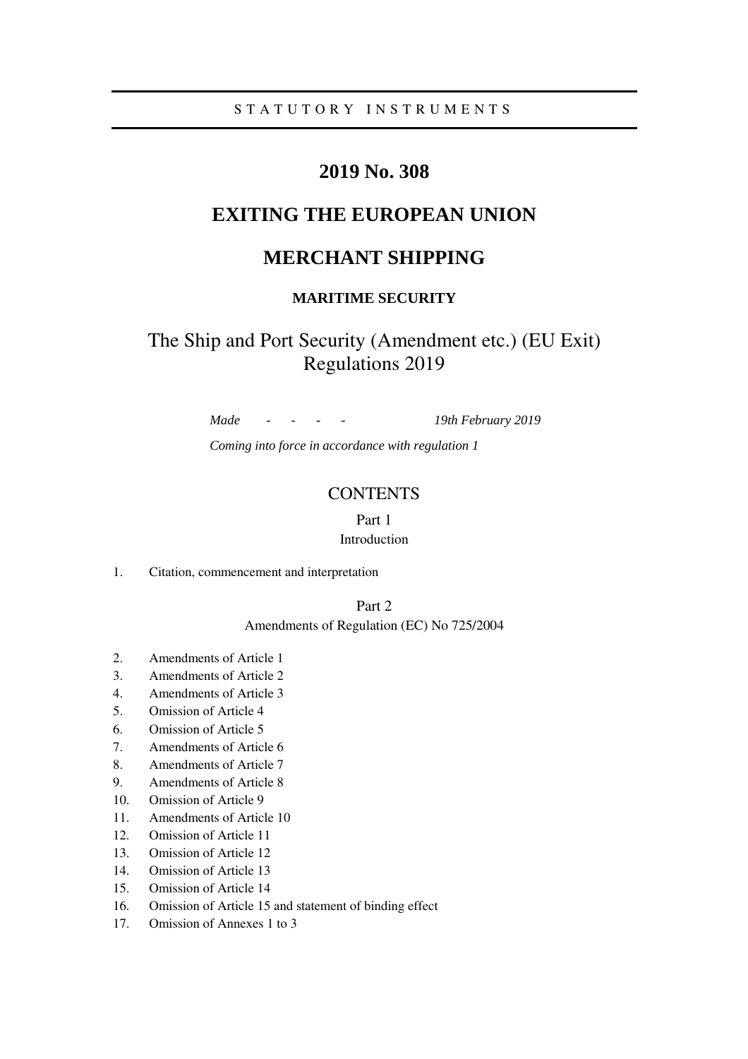STATUTORY INSTRUMENTS

# 2019 No. 308

# EXITING THE EUROPEAN UNION

# MERCHANT SHIPPING

## MARITIME SECURITY

# The Ship and Port Security (Amendment etc.) (EU Exit) Regulations 2019

*Made - - - - 19th February 2019*

*Coming into force in accordance with regulation 1*

## CONTENTS

Part 1

Introduction

1. Citation, commencement and interpretation

Part 2

Amendments of Regulation (EC) No 725/2004

2. Amendments of Article 1
3. Amendments of Article 2
4. Amendments of Article 3
5. Omission of Article 4
6. Omission of Article 5
7. Amendments of Article 6
8. Amendments of Article 7
9. Amendments of Article 8
10. Omission of Article 9
11. Amendments of Article 10
12. Omission of Article 11
13. Omission of Article 12
14. Omission of Article 13
15. Omission of Article 14
16. Omission of Article 15 and statement of binding effect
17. Omission of Annexes 1 to 3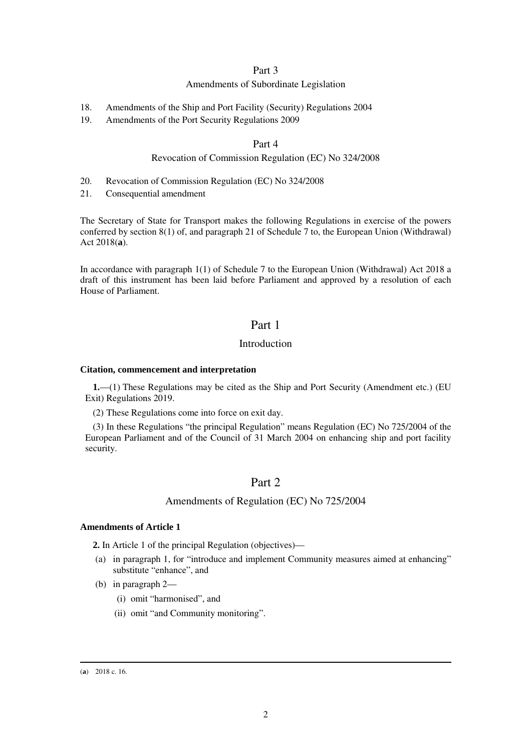Part 3

Amendments of Subordinate Legislation

18. Amendments of the Ship and Port Facility (Security) Regulations 2004
19. Amendments of the Port Security Regulations 2009

Part 4

Revocation of Commission Regulation (EC) No 324/2008

20. Revocation of Commission Regulation (EC) No 324/2008
21. Consequential amendment

The Secretary of State for Transport makes the following Regulations in exercise of the powers conferred by section 8(1) of, and paragraph 21 of Schedule 7 to, the European Union (Withdrawal) Act 2018(**a**).

In accordance with paragraph 1(1) of Schedule 7 to the European Union (Withdrawal) Act 2018 a draft of this instrument has been laid before Parliament and approved by a resolution of each House of Parliament.

## Part 1

## Introduction

### Citation, commencement and interpretation

**1.**—(1) These Regulations may be cited as the Ship and Port Security (Amendment etc.) (EU Exit) Regulations 2019.

(2) These Regulations come into force on exit day.

(3) In these Regulations "the principal Regulation" means Regulation (EC) No 725/2004 of the European Parliament and of the Council of 31 March 2004 on enhancing ship and port facility security.

## Part 2

## Amendments of Regulation (EC) No 725/2004

### Amendments of Article 1

**2.** In Article 1 of the principal Regulation (objectives)—

(a) in paragraph 1, for "introduce and implement Community measures aimed at enhancing" substitute "enhance", and

(b) in paragraph 2—

  (i) omit "harmonised", and

  (ii) omit "and Community monitoring".

---

(**a**) 2018 c. 16.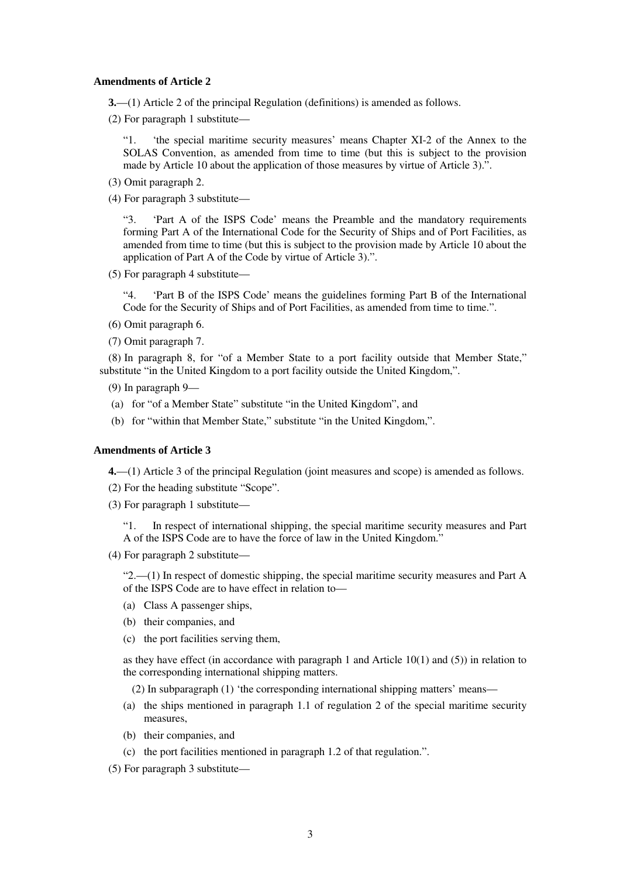**Amendments of Article 2**

**3.**—(1) Article 2 of the principal Regulation (definitions) is amended as follows.

(2) For paragraph 1 substitute—

> "1. 'the special maritime security measures' means Chapter XI-2 of the Annex to the SOLAS Convention, as amended from time to time (but this is subject to the provision made by Article 10 about the application of those measures by virtue of Article 3).".

(3) Omit paragraph 2.

(4) For paragraph 3 substitute—

> "3. 'Part A of the ISPS Code' means the Preamble and the mandatory requirements forming Part A of the International Code for the Security of Ships and of Port Facilities, as amended from time to time (but this is subject to the provision made by Article 10 about the application of Part A of the Code by virtue of Article 3).".

(5) For paragraph 4 substitute—

> "4. 'Part B of the ISPS Code' means the guidelines forming Part B of the International Code for the Security of Ships and of Port Facilities, as amended from time to time.".

(6) Omit paragraph 6.

(7) Omit paragraph 7.

(8) In paragraph 8, for "of a Member State to a port facility outside that Member State," substitute "in the United Kingdom to a port facility outside the United Kingdom,".

(9) In paragraph 9—

(a) for "of a Member State" substitute "in the United Kingdom", and

(b) for "within that Member State," substitute "in the United Kingdom,".

**Amendments of Article 3**

**4.**—(1) Article 3 of the principal Regulation (joint measures and scope) is amended as follows.

(2) For the heading substitute "Scope".

(3) For paragraph 1 substitute—

> "1. In respect of international shipping, the special maritime security measures and Part A of the ISPS Code are to have the force of law in the United Kingdom."

(4) For paragraph 2 substitute—

> "2.—(1) In respect of domestic shipping, the special maritime security measures and Part A of the ISPS Code are to have effect in relation to—
>
> (a) Class A passenger ships,
>
> (b) their companies, and
>
> (c) the port facilities serving them,
>
> as they have effect (in accordance with paragraph 1 and Article 10(1) and (5)) in relation to the corresponding international shipping matters.
>
> (2) In subparagraph (1) 'the corresponding international shipping matters' means—
>
> (a) the ships mentioned in paragraph 1.1 of regulation 2 of the special maritime security measures,
>
> (b) their companies, and
>
> (c) the port facilities mentioned in paragraph 1.2 of that regulation.".

(5) For paragraph 3 substitute—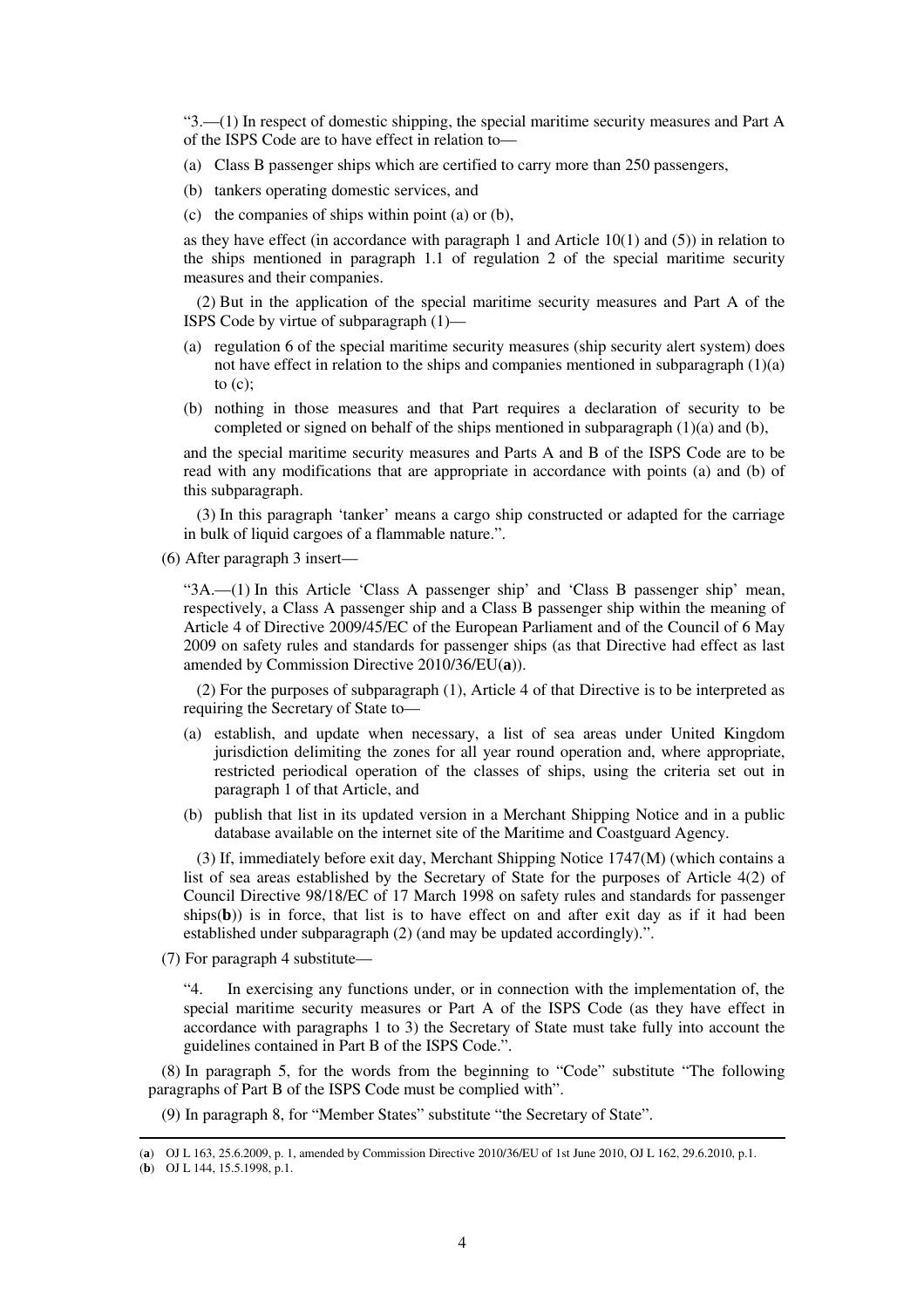"3.—(1) In respect of domestic shipping, the special maritime security measures and Part A of the ISPS Code are to have effect in relation to—

(a) Class B passenger ships which are certified to carry more than 250 passengers,

(b) tankers operating domestic services, and

(c) the companies of ships within point (a) or (b),

as they have effect (in accordance with paragraph 1 and Article 10(1) and (5)) in relation to the ships mentioned in paragraph 1.1 of regulation 2 of the special maritime security measures and their companies.

(2) But in the application of the special maritime security measures and Part A of the ISPS Code by virtue of subparagraph (1)—

(a) regulation 6 of the special maritime security measures (ship security alert system) does not have effect in relation to the ships and companies mentioned in subparagraph (1)(a) to (c);

(b) nothing in those measures and that Part requires a declaration of security to be completed or signed on behalf of the ships mentioned in subparagraph (1)(a) and (b),

and the special maritime security measures and Parts A and B of the ISPS Code are to be read with any modifications that are appropriate in accordance with points (a) and (b) of this subparagraph.

(3) In this paragraph 'tanker' means a cargo ship constructed or adapted for the carriage in bulk of liquid cargoes of a flammable nature.".

(6) After paragraph 3 insert—

"3A.—(1) In this Article 'Class A passenger ship' and 'Class B passenger ship' mean, respectively, a Class A passenger ship and a Class B passenger ship within the meaning of Article 4 of Directive 2009/45/EC of the European Parliament and of the Council of 6 May 2009 on safety rules and standards for passenger ships (as that Directive had effect as last amended by Commission Directive 2010/36/EU(**a**)).

(2) For the purposes of subparagraph (1), Article 4 of that Directive is to be interpreted as requiring the Secretary of State to—

(a) establish, and update when necessary, a list of sea areas under United Kingdom jurisdiction delimiting the zones for all year round operation and, where appropriate, restricted periodical operation of the classes of ships, using the criteria set out in paragraph 1 of that Article, and

(b) publish that list in its updated version in a Merchant Shipping Notice and in a public database available on the internet site of the Maritime and Coastguard Agency.

(3) If, immediately before exit day, Merchant Shipping Notice 1747(M) (which contains a list of sea areas established by the Secretary of State for the purposes of Article 4(2) of Council Directive 98/18/EC of 17 March 1998 on safety rules and standards for passenger ships(**b**)) is in force, that list is to have effect on and after exit day as if it had been established under subparagraph (2) (and may be updated accordingly).".

(7) For paragraph 4 substitute—

"4. In exercising any functions under, or in connection with the implementation of, the special maritime security measures or Part A of the ISPS Code (as they have effect in accordance with paragraphs 1 to 3) the Secretary of State must take fully into account the guidelines contained in Part B of the ISPS Code.".

(8) In paragraph 5, for the words from the beginning to "Code" substitute "The following paragraphs of Part B of the ISPS Code must be complied with".

(9) In paragraph 8, for "Member States" substitute "the Secretary of State".

---

(**a**) OJ L 163, 25.6.2009, p. 1, amended by Commission Directive 2010/36/EU of 1st June 2010, OJ L 162, 29.6.2010, p.1.

(**b**) OJ L 144, 15.5.1998, p.1.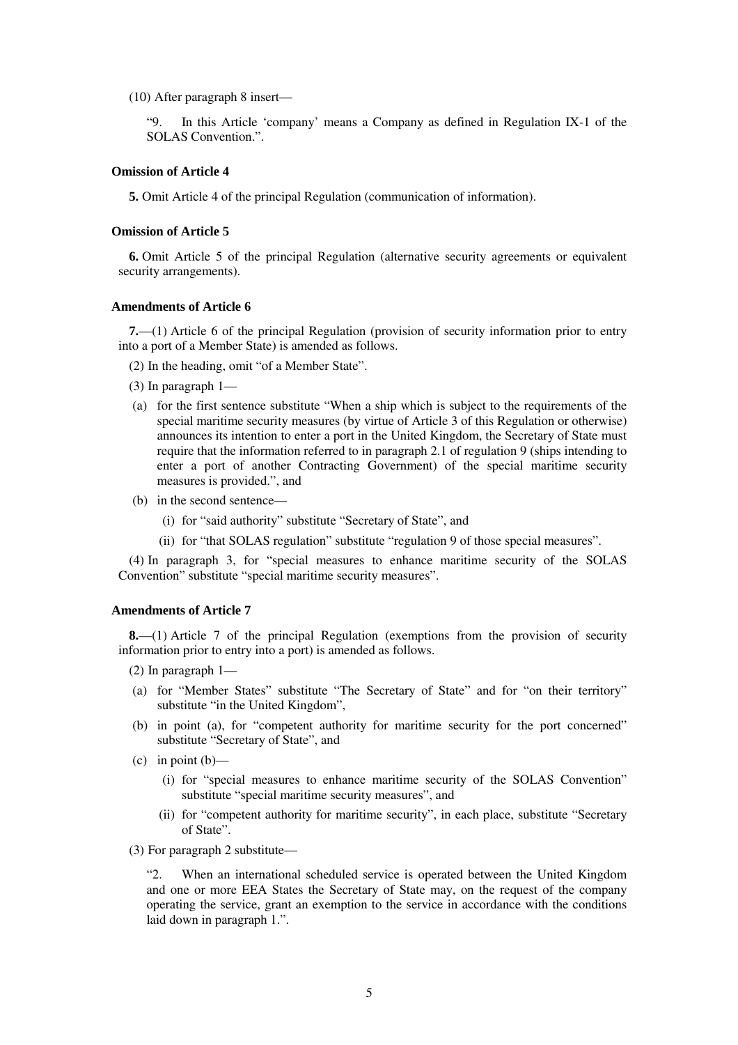(10) After paragraph 8 insert—

"9. In this Article 'company' means a Company as defined in Regulation IX-1 of the SOLAS Convention.".

**Omission of Article 4**

**5.** Omit Article 4 of the principal Regulation (communication of information).

**Omission of Article 5**

**6.** Omit Article 5 of the principal Regulation (alternative security agreements or equivalent security arrangements).

**Amendments of Article 6**

**7.**—(1) Article 6 of the principal Regulation (provision of security information prior to entry into a port of a Member State) is amended as follows.

(2) In the heading, omit "of a Member State".

(3) In paragraph 1—

(a) for the first sentence substitute "When a ship which is subject to the requirements of the special maritime security measures (by virtue of Article 3 of this Regulation or otherwise) announces its intention to enter a port in the United Kingdom, the Secretary of State must require that the information referred to in paragraph 2.1 of regulation 9 (ships intending to enter a port of another Contracting Government) of the special maritime security measures is provided.", and

(b) in the second sentence—

(i) for "said authority" substitute "Secretary of State", and

(ii) for "that SOLAS regulation" substitute "regulation 9 of those special measures".

(4) In paragraph 3, for "special measures to enhance maritime security of the SOLAS Convention" substitute "special maritime security measures".

**Amendments of Article 7**

**8.**—(1) Article 7 of the principal Regulation (exemptions from the provision of security information prior to entry into a port) is amended as follows.

(2) In paragraph 1—

(a) for "Member States" substitute "The Secretary of State" and for "on their territory" substitute "in the United Kingdom",

(b) in point (a), for "competent authority for maritime security for the port concerned" substitute "Secretary of State", and

(c) in point (b)—

(i) for "special measures to enhance maritime security of the SOLAS Convention" substitute "special maritime security measures", and

(ii) for "competent authority for maritime security", in each place, substitute "Secretary of State".

(3) For paragraph 2 substitute—

"2. When an international scheduled service is operated between the United Kingdom and one or more EEA States the Secretary of State may, on the request of the company operating the service, grant an exemption to the service in accordance with the conditions laid down in paragraph 1.".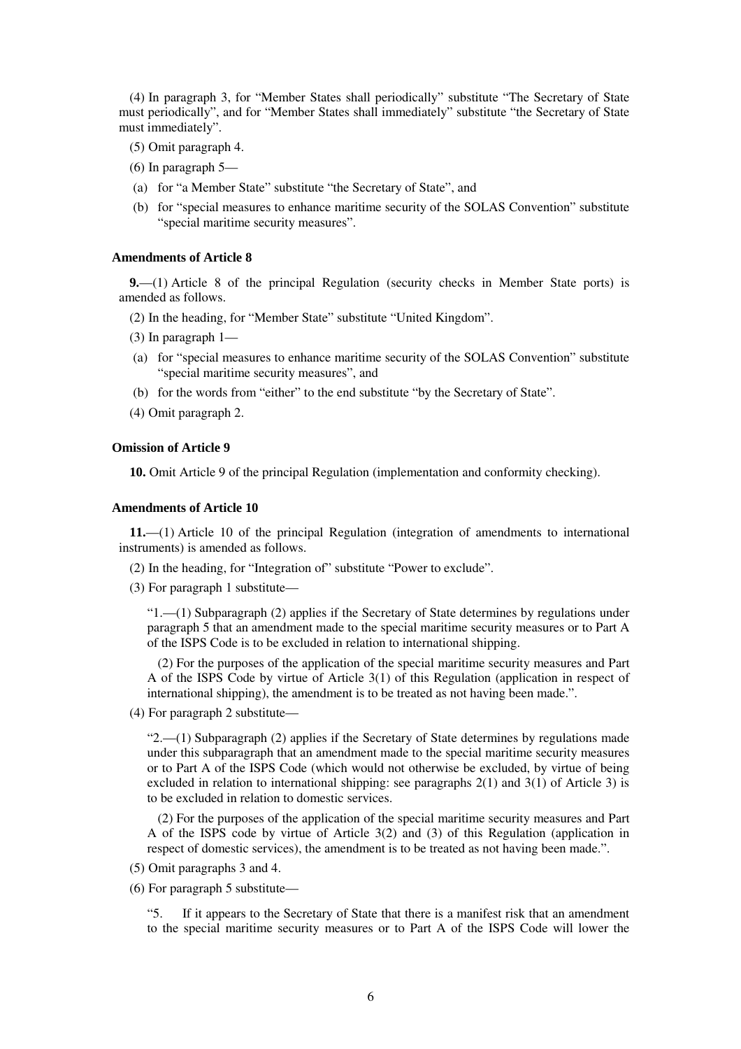(4) In paragraph 3, for "Member States shall periodically" substitute "The Secretary of State must periodically", and for "Member States shall immediately" substitute "the Secretary of State must immediately".

(5) Omit paragraph 4.

(6) In paragraph 5—

(a) for "a Member State" substitute "the Secretary of State", and

(b) for "special measures to enhance maritime security of the SOLAS Convention" substitute "special maritime security measures".

**Amendments of Article 8**

**9.**—(1) Article 8 of the principal Regulation (security checks in Member State ports) is amended as follows.

(2) In the heading, for "Member State" substitute "United Kingdom".

(3) In paragraph 1—

(a) for "special measures to enhance maritime security of the SOLAS Convention" substitute "special maritime security measures", and

(b) for the words from "either" to the end substitute "by the Secretary of State".

(4) Omit paragraph 2.

**Omission of Article 9**

**10.** Omit Article 9 of the principal Regulation (implementation and conformity checking).

**Amendments of Article 10**

**11.**—(1) Article 10 of the principal Regulation (integration of amendments to international instruments) is amended as follows.

(2) In the heading, for "Integration of" substitute "Power to exclude".

(3) For paragraph 1 substitute—

"1.—(1) Subparagraph (2) applies if the Secretary of State determines by regulations under paragraph 5 that an amendment made to the special maritime security measures or to Part A of the ISPS Code is to be excluded in relation to international shipping.

(2) For the purposes of the application of the special maritime security measures and Part A of the ISPS Code by virtue of Article 3(1) of this Regulation (application in respect of international shipping), the amendment is to be treated as not having been made.".

(4) For paragraph 2 substitute—

"2.—(1) Subparagraph (2) applies if the Secretary of State determines by regulations made under this subparagraph that an amendment made to the special maritime security measures or to Part A of the ISPS Code (which would not otherwise be excluded, by virtue of being excluded in relation to international shipping: see paragraphs 2(1) and 3(1) of Article 3) is to be excluded in relation to domestic services.

(2) For the purposes of the application of the special maritime security measures and Part A of the ISPS code by virtue of Article 3(2) and (3) of this Regulation (application in respect of domestic services), the amendment is to be treated as not having been made.".

(5) Omit paragraphs 3 and 4.

(6) For paragraph 5 substitute—

"5. If it appears to the Secretary of State that there is a manifest risk that an amendment to the special maritime security measures or to Part A of the ISPS Code will lower the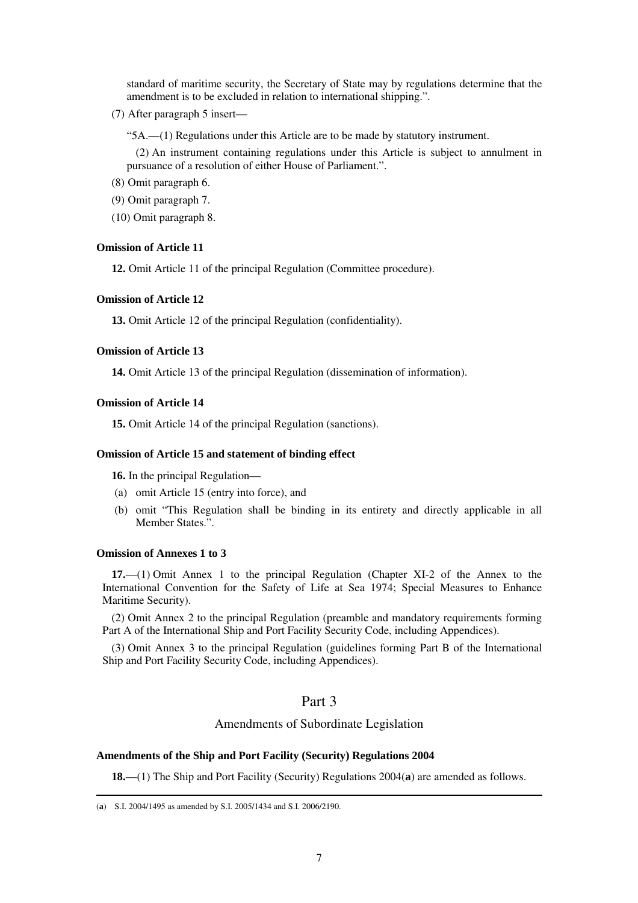standard of maritime security, the Secretary of State may by regulations determine that the amendment is to be excluded in relation to international shipping.".

(7) After paragraph 5 insert—

"5A.—(1) Regulations under this Article are to be made by statutory instrument.

(2) An instrument containing regulations under this Article is subject to annulment in pursuance of a resolution of either House of Parliament.".

(8) Omit paragraph 6.

(9) Omit paragraph 7.

(10) Omit paragraph 8.

**Omission of Article 11**

**12.** Omit Article 11 of the principal Regulation (Committee procedure).

**Omission of Article 12**

**13.** Omit Article 12 of the principal Regulation (confidentiality).

**Omission of Article 13**

**14.** Omit Article 13 of the principal Regulation (dissemination of information).

**Omission of Article 14**

**15.** Omit Article 14 of the principal Regulation (sanctions).

**Omission of Article 15 and statement of binding effect**

**16.** In the principal Regulation—

(a) omit Article 15 (entry into force), and

(b) omit "This Regulation shall be binding in its entirety and directly applicable in all Member States.".

**Omission of Annexes 1 to 3**

**17.**—(1) Omit Annex 1 to the principal Regulation (Chapter XI-2 of the Annex to the International Convention for the Safety of Life at Sea 1974; Special Measures to Enhance Maritime Security).

(2) Omit Annex 2 to the principal Regulation (preamble and mandatory requirements forming Part A of the International Ship and Port Facility Security Code, including Appendices).

(3) Omit Annex 3 to the principal Regulation (guidelines forming Part B of the International Ship and Port Facility Security Code, including Appendices).

## Part 3

### Amendments of Subordinate Legislation

**Amendments of the Ship and Port Facility (Security) Regulations 2004**

**18.**—(1) The Ship and Port Facility (Security) Regulations 2004(**a**) are amended as follows.

(**a**) S.I. 2004/1495 as amended by S.I. 2005/1434 and S.I. 2006/2190.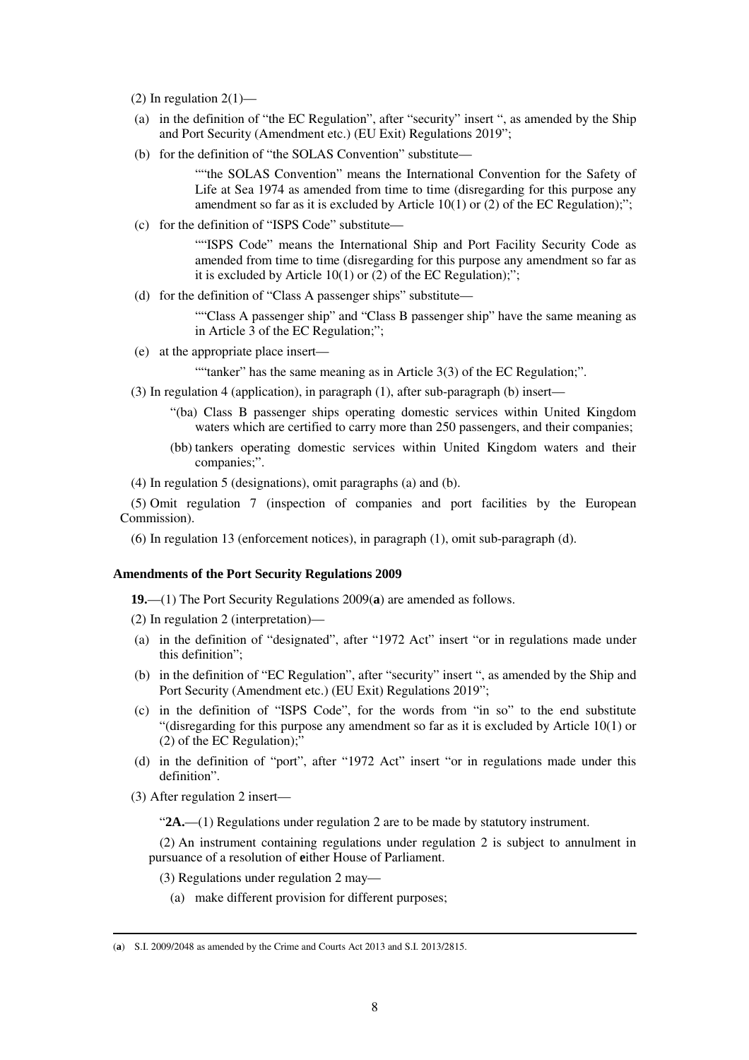(2) In regulation 2(1)—

(a) in the definition of "the EC Regulation", after "security" insert ", as amended by the Ship and Port Security (Amendment etc.) (EU Exit) Regulations 2019";

(b) for the definition of "the SOLAS Convention" substitute—

> ""the SOLAS Convention" means the International Convention for the Safety of Life at Sea 1974 as amended from time to time (disregarding for this purpose any amendment so far as it is excluded by Article 10(1) or (2) of the EC Regulation);";

(c) for the definition of "ISPS Code" substitute—

> ""ISPS Code" means the International Ship and Port Facility Security Code as amended from time to time (disregarding for this purpose any amendment so far as it is excluded by Article 10(1) or (2) of the EC Regulation);";

(d) for the definition of "Class A passenger ships" substitute—

> ""Class A passenger ship" and "Class B passenger ship" have the same meaning as in Article 3 of the EC Regulation;";

(e) at the appropriate place insert—

> ""tanker" has the same meaning as in Article 3(3) of the EC Regulation;".

(3) In regulation 4 (application), in paragraph (1), after sub-paragraph (b) insert—

> "(ba) Class B passenger ships operating domestic services within United Kingdom waters which are certified to carry more than 250 passengers, and their companies;
>
> (bb) tankers operating domestic services within United Kingdom waters and their companies;".

(4) In regulation 5 (designations), omit paragraphs (a) and (b).

(5) Omit regulation 7 (inspection of companies and port facilities by the European Commission).

(6) In regulation 13 (enforcement notices), in paragraph (1), omit sub-paragraph (d).

**Amendments of the Port Security Regulations 2009**

**19.**—(1) The Port Security Regulations 2009(**a**) are amended as follows.

(2) In regulation 2 (interpretation)—

(a) in the definition of "designated", after "1972 Act" insert "or in regulations made under this definition";

(b) in the definition of "EC Regulation", after "security" insert ", as amended by the Ship and Port Security (Amendment etc.) (EU Exit) Regulations 2019";

(c) in the definition of "ISPS Code", for the words from "in so" to the end substitute "(disregarding for this purpose any amendment so far as it is excluded by Article 10(1) or (2) of the EC Regulation);"

(d) in the definition of "port", after "1972 Act" insert "or in regulations made under this definition".

(3) After regulation 2 insert—

> "**2A.**—(1) Regulations under regulation 2 are to be made by statutory instrument.
>
> (2) An instrument containing regulations under regulation 2 is subject to annulment in pursuance of a resolution of **e**ither House of Parliament.
>
> (3) Regulations under regulation 2 may—
>
> (a) make different provision for different purposes;

---

(**a**) S.I. 2009/2048 as amended by the Crime and Courts Act 2013 and S.I. 2013/2815.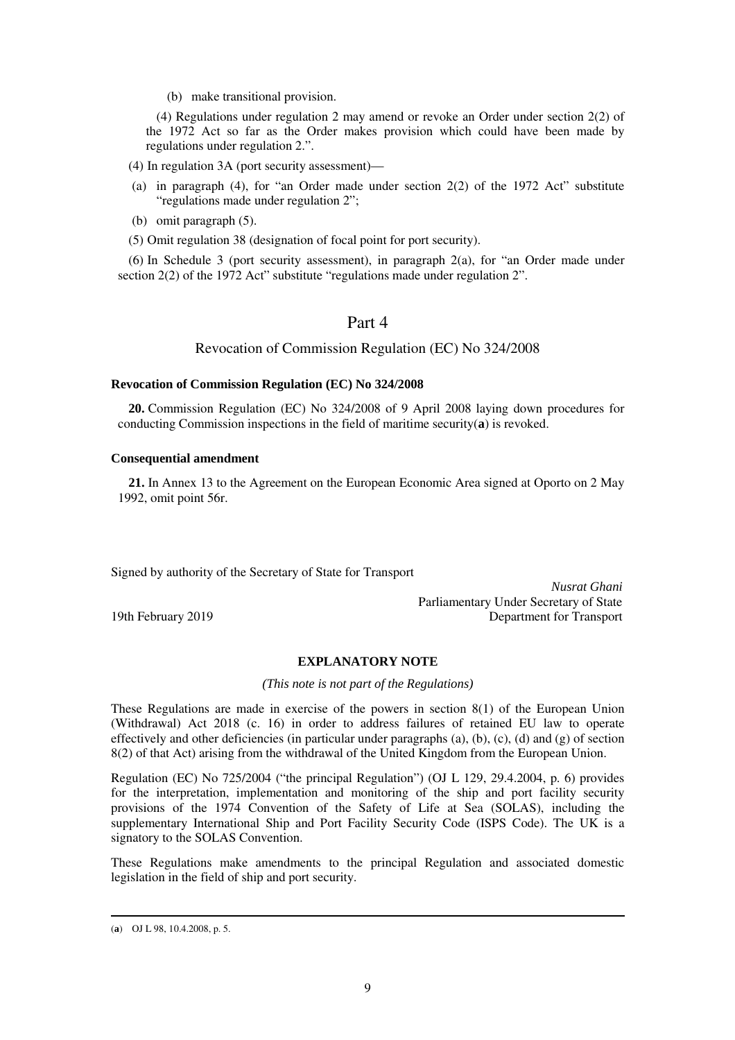(b) make transitional provision.

(4) Regulations under regulation 2 may amend or revoke an Order under section 2(2) of the 1972 Act so far as the Order makes provision which could have been made by regulations under regulation 2.".

(4) In regulation 3A (port security assessment)—

(a) in paragraph (4), for "an Order made under section 2(2) of the 1972 Act" substitute "regulations made under regulation 2";

(b) omit paragraph (5).

(5) Omit regulation 38 (designation of focal point for port security).

(6) In Schedule 3 (port security assessment), in paragraph 2(a), for "an Order made under section 2(2) of the 1972 Act" substitute "regulations made under regulation 2".

## Part 4

### Revocation of Commission Regulation (EC) No 324/2008

**Revocation of Commission Regulation (EC) No 324/2008**

**20.** Commission Regulation (EC) No 324/2008 of 9 April 2008 laying down procedures for conducting Commission inspections in the field of maritime security(**a**) is revoked.

**Consequential amendment**

**21.** In Annex 13 to the Agreement on the European Economic Area signed at Oporto on 2 May 1992, omit point 56r.

Signed by authority of the Secretary of State for Transport

*Nusrat Ghani*
Parliamentary Under Secretary of State
Department for Transport

19th February 2019

**EXPLANATORY NOTE**

*(This note is not part of the Regulations)*

These Regulations are made in exercise of the powers in section 8(1) of the European Union (Withdrawal) Act 2018 (c. 16) in order to address failures of retained EU law to operate effectively and other deficiencies (in particular under paragraphs (a), (b), (c), (d) and (g) of section 8(2) of that Act) arising from the withdrawal of the United Kingdom from the European Union.

Regulation (EC) No 725/2004 ("the principal Regulation") (OJ L 129, 29.4.2004, p. 6) provides for the interpretation, implementation and monitoring of the ship and port facility security provisions of the 1974 Convention of the Safety of Life at Sea (SOLAS), including the supplementary International Ship and Port Facility Security Code (ISPS Code). The UK is a signatory to the SOLAS Convention.

These Regulations make amendments to the principal Regulation and associated domestic legislation in the field of ship and port security.

(**a**) OJ L 98, 10.4.2008, p. 5.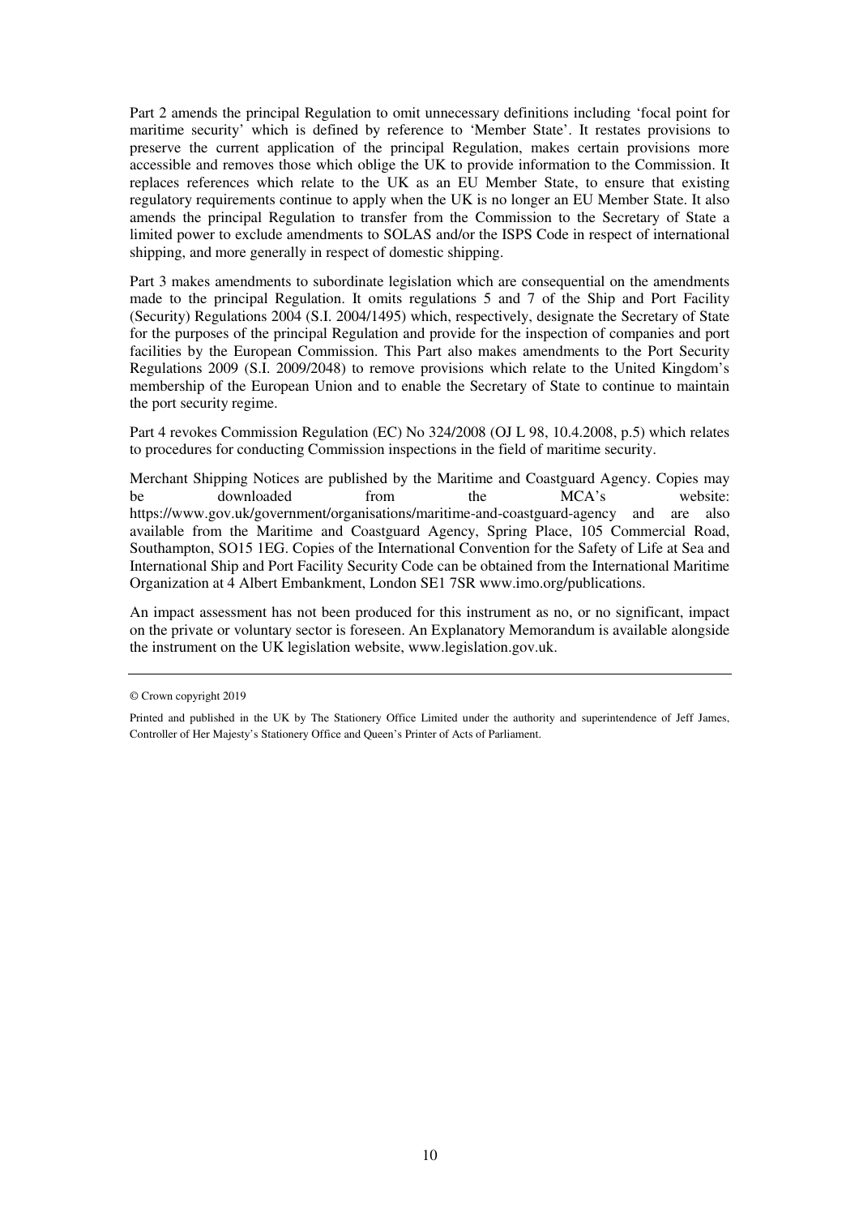Part 2 amends the principal Regulation to omit unnecessary definitions including 'focal point for maritime security' which is defined by reference to 'Member State'. It restates provisions to preserve the current application of the principal Regulation, makes certain provisions more accessible and removes those which oblige the UK to provide information to the Commission. It replaces references which relate to the UK as an EU Member State, to ensure that existing regulatory requirements continue to apply when the UK is no longer an EU Member State. It also amends the principal Regulation to transfer from the Commission to the Secretary of State a limited power to exclude amendments to SOLAS and/or the ISPS Code in respect of international shipping, and more generally in respect of domestic shipping.

Part 3 makes amendments to subordinate legislation which are consequential on the amendments made to the principal Regulation. It omits regulations 5 and 7 of the Ship and Port Facility (Security) Regulations 2004 (S.I. 2004/1495) which, respectively, designate the Secretary of State for the purposes of the principal Regulation and provide for the inspection of companies and port facilities by the European Commission. This Part also makes amendments to the Port Security Regulations 2009 (S.I. 2009/2048) to remove provisions which relate to the United Kingdom's membership of the European Union and to enable the Secretary of State to continue to maintain the port security regime.

Part 4 revokes Commission Regulation (EC) No 324/2008 (OJ L 98, 10.4.2008, p.5) which relates to procedures for conducting Commission inspections in the field of maritime security.

Merchant Shipping Notices are published by the Maritime and Coastguard Agency. Copies may be downloaded from the MCA's website: https://www.gov.uk/government/organisations/maritime-and-coastguard-agency and are also available from the Maritime and Coastguard Agency, Spring Place, 105 Commercial Road, Southampton, SO15 1EG. Copies of the International Convention for the Safety of Life at Sea and International Ship and Port Facility Security Code can be obtained from the International Maritime Organization at 4 Albert Embankment, London SE1 7SR www.imo.org/publications.

An impact assessment has not been produced for this instrument as no, or no significant, impact on the private or voluntary sector is foreseen. An Explanatory Memorandum is available alongside the instrument on the UK legislation website, www.legislation.gov.uk.

---

© Crown copyright 2019

Printed and published in the UK by The Stationery Office Limited under the authority and superintendence of Jeff James, Controller of Her Majesty's Stationery Office and Queen's Printer of Acts of Parliament.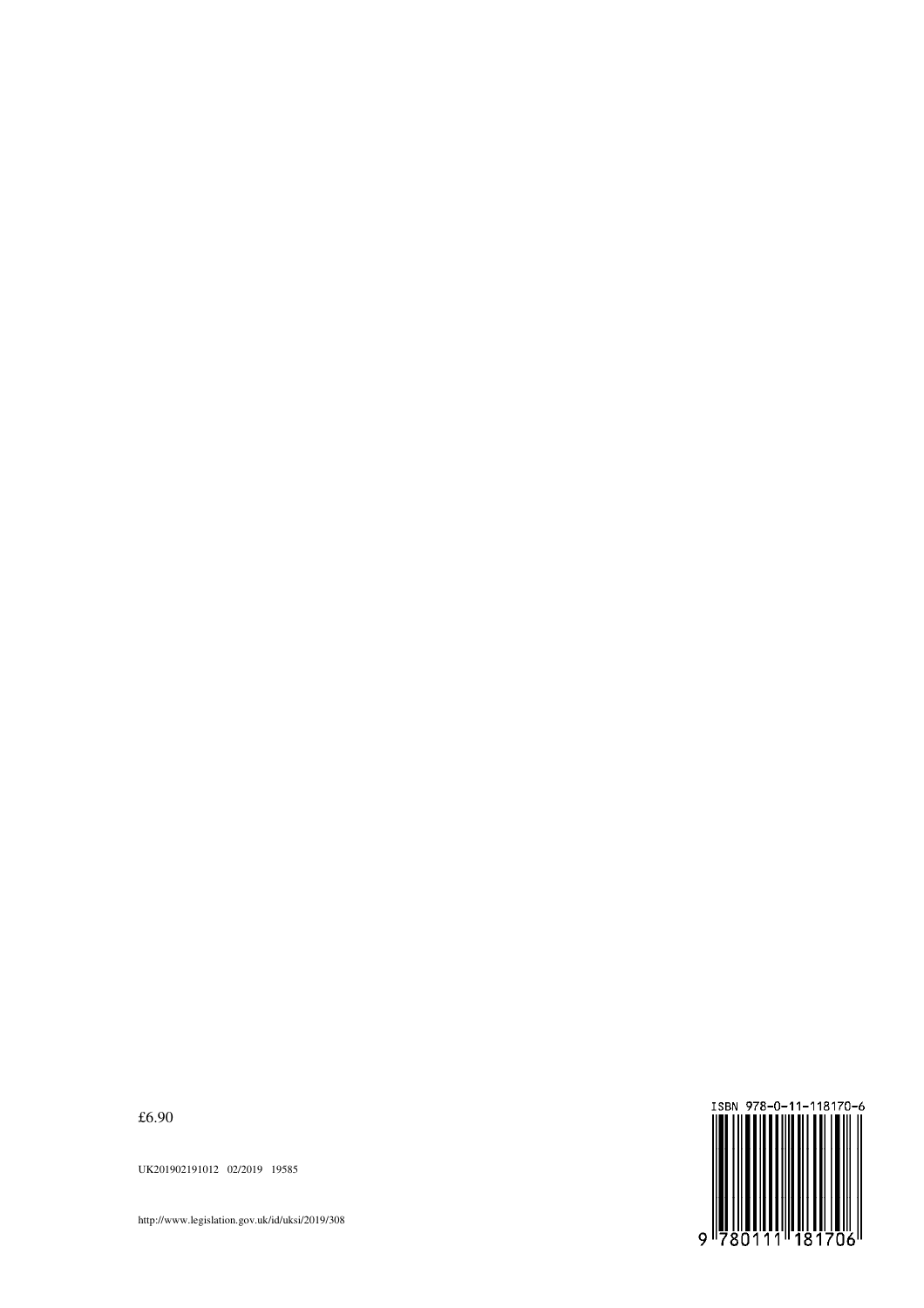£6.90

UK201902191012 02/2019 19585

http://www.legislation.gov.uk/id/uksi/2019/308

ISBN 978-0-11-118170-6

9 780111 181706